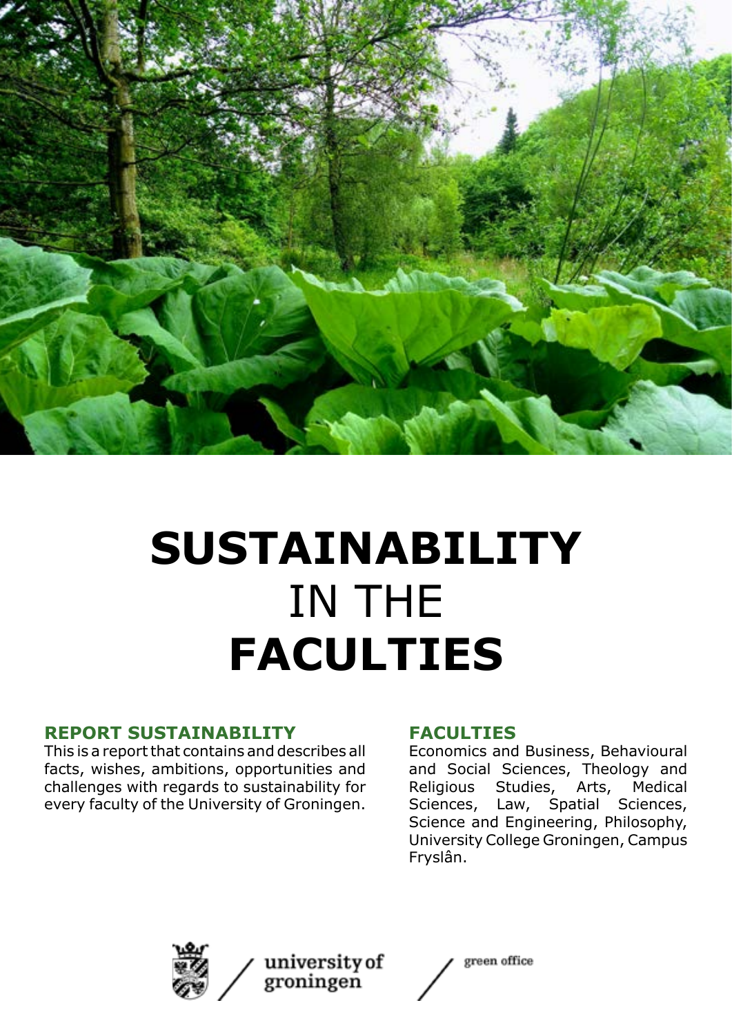# SUSTAINABILITY IN THE FACULTIES

## REPORT SUSTAINABILITY

This is a report that contains and describes all facts, wishes, ambitions, opportunities and challenges with regards to sustainability for every faculty of the University of Groningen.

## FACULTIES

Economics and Business, Behavioural and Social Sciences, Theology and Religious Studies, Arts, Medical Sciences, Law, Spatial Sciences, Science and Engineering, Philosophy, University College Groningen, Campus Fryslân.

university of groningen / green office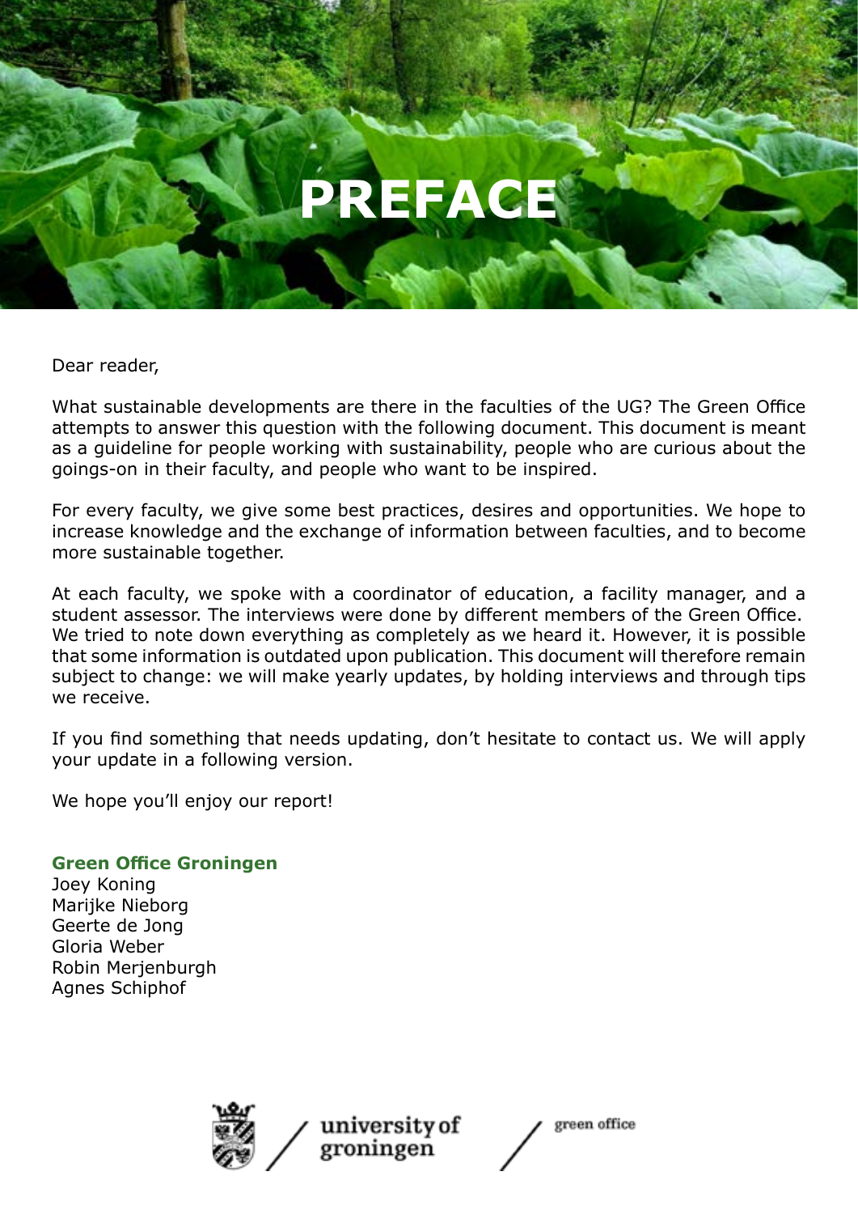# PREFACE

Dear reader,

What sustainable developments are there in the faculties of the UG? The Green Office attempts to answer this question with the following document. This document is meant as a guideline for people working with sustainability, people who are curious about the goings-on in their faculty, and people who want to be inspired.

For every faculty, we give some best practices, desires and opportunities. We hope to increase knowledge and the exchange of information between faculties, and to become more sustainable together.

At each faculty, we spoke with a coordinator of education, a facility manager, and a student assessor. The interviews were done by different members of the Green Office. We tried to note down everything as completely as we heard it. However, it is possible that some information is outdated upon publication. This document will therefore remain subject to change: we will make yearly updates, by holding interviews and through tips we receive.

If you find something that needs updating, don't hesitate to contact us. We will apply your update in a following version.

We hope you'll enjoy our report!

**Green Office Groningen**
Joey Koning
Marijke Nieborg
Geerte de Jong
Gloria Weber
Robin Merjenburgh
Agnes Schiphof

university of groningen / green office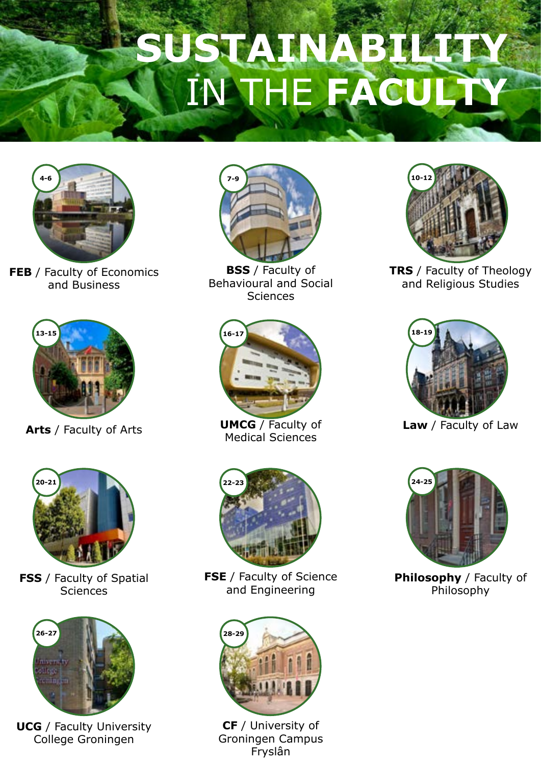# SUSTAINABILITY IN THE FACULTY

4-6

**FEB** / Faculty of Economics and Business

7-9

**BSS** / Faculty of Behavioural and Social Sciences

10-12

**TRS** / Faculty of Theology and Religious Studies

13-15

**Arts** / Faculty of Arts

16-17

**UMCG** / Faculty of Medical Sciences

18-19

**Law** / Faculty of Law

20-21

**FSS** / Faculty of Spatial Sciences

22-23

**FSE** / Faculty of Science and Engineering

24-25

**Philosophy** / Faculty of Philosophy

26-27

**UCG** / Faculty University College Groningen

28-29

**CF** / University of Groningen Campus Fryslân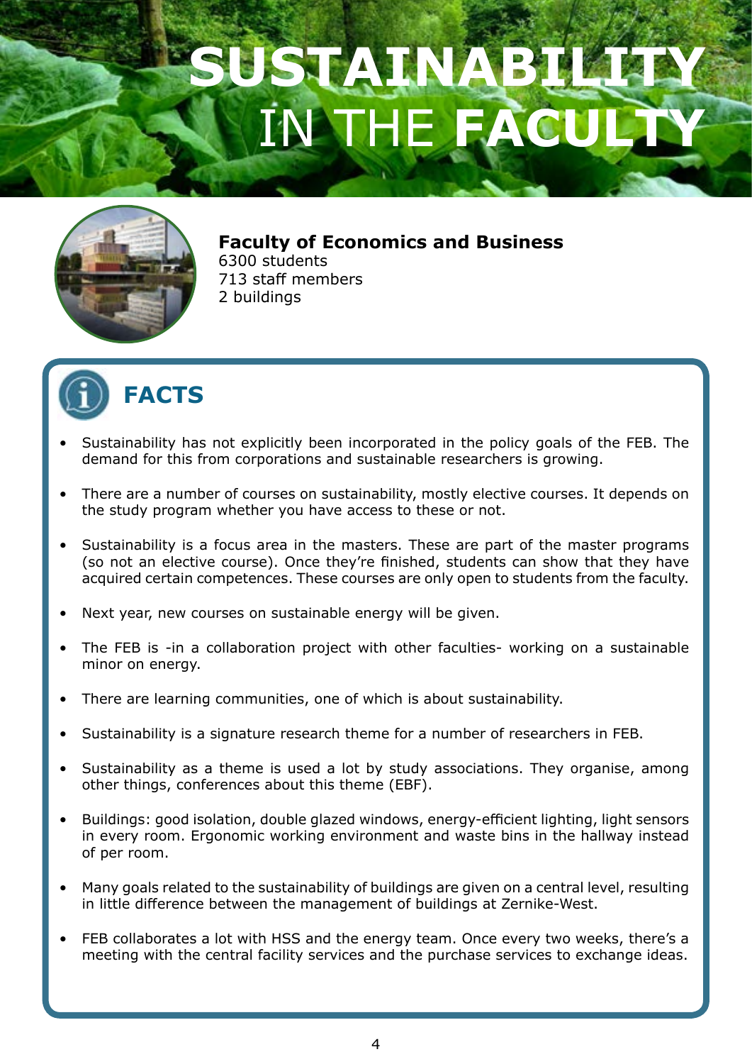# SUSTAINABILITY IN THE FACULTY

**Faculty of Economics and Business**
6300 students
713 staff members
2 buildings

## FACTS

- Sustainability has not explicitly been incorporated in the policy goals of the FEB. The demand for this from corporations and sustainable researchers is growing.
- There are a number of courses on sustainability, mostly elective courses. It depends on the study program whether you have access to these or not.
- Sustainability is a focus area in the masters. These are part of the master programs (so not an elective course). Once they're finished, students can show that they have acquired certain competences. These courses are only open to students from the faculty.
- Next year, new courses on sustainable energy will be given.
- The FEB is -in a collaboration project with other faculties- working on a sustainable minor on energy.
- There are learning communities, one of which is about sustainability.
- Sustainability is a signature research theme for a number of researchers in FEB.
- Sustainability as a theme is used a lot by study associations. They organise, among other things, conferences about this theme (EBF).
- Buildings: good isolation, double glazed windows, energy-efficient lighting, light sensors in every room. Ergonomic working environment and waste bins in the hallway instead of per room.
- Many goals related to the sustainability of buildings are given on a central level, resulting in little difference between the management of buildings at Zernike-West.
- FEB collaborates a lot with HSS and the energy team. Once every two weeks, there's a meeting with the central facility services and the purchase services to exchange ideas.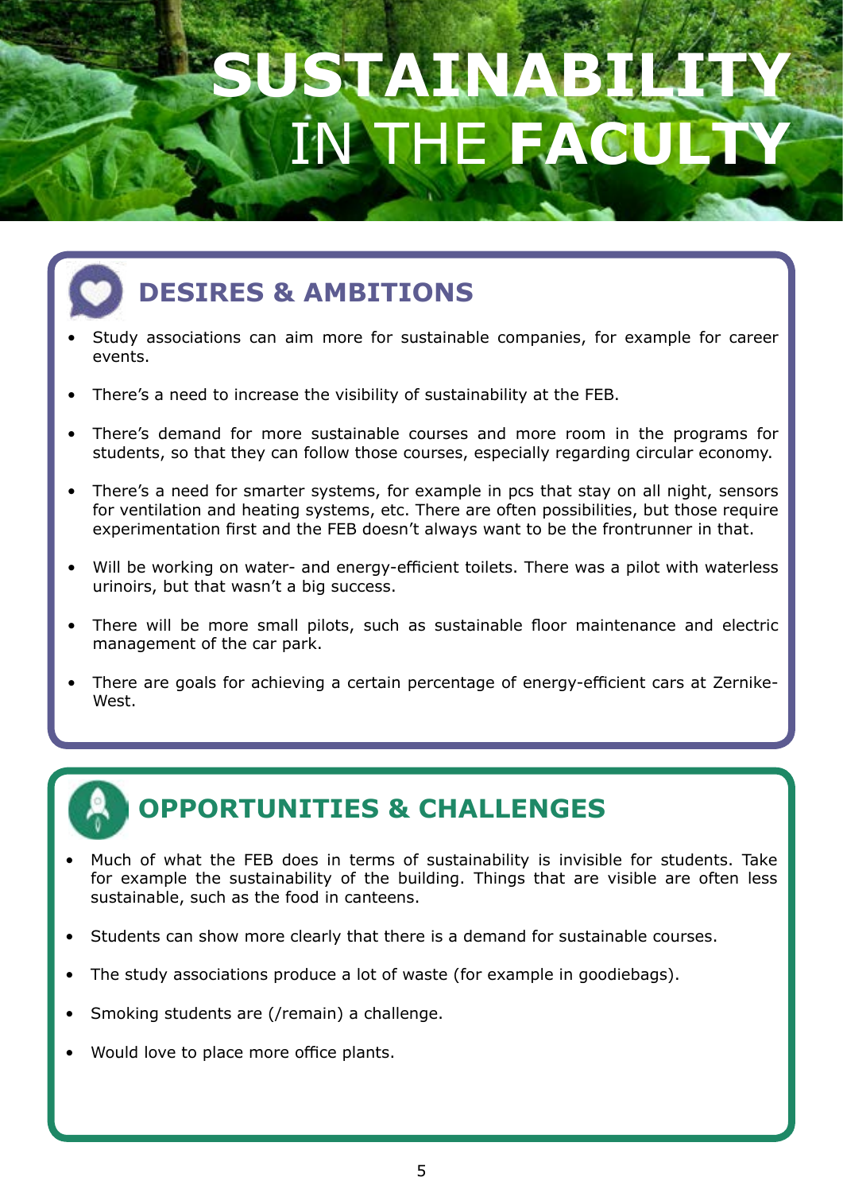# **SUSTAINABILITY** IN THE **FACULTY**

## DESIRES & AMBITIONS

- Study associations can aim more for sustainable companies, for example for career events.
- There's a need to increase the visibility of sustainability at the FEB.
- There's demand for more sustainable courses and more room in the programs for students, so that they can follow those courses, especially regarding circular economy.
- There's a need for smarter systems, for example in pcs that stay on all night, sensors for ventilation and heating systems, etc. There are often possibilities, but those require experimentation first and the FEB doesn't always want to be the frontrunner in that.
- Will be working on water- and energy-efficient toilets. There was a pilot with waterless urinoirs, but that wasn't a big success.
- There will be more small pilots, such as sustainable floor maintenance and electric management of the car park.
- There are goals for achieving a certain percentage of energy-efficient cars at Zernike-West.

## OPPORTUNITIES & CHALLENGES

- Much of what the FEB does in terms of sustainability is invisible for students. Take for example the sustainability of the building. Things that are visible are often less sustainable, such as the food in canteens.
- Students can show more clearly that there is a demand for sustainable courses.
- The study associations produce a lot of waste (for example in goodiebags).
- Smoking students are (/remain) a challenge.
- Would love to place more office plants.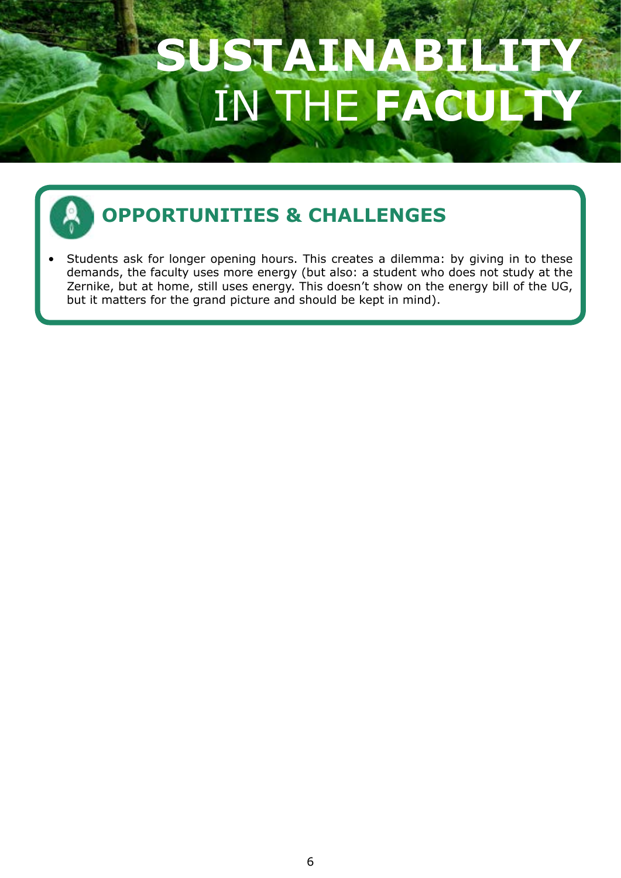# SUSTAINABILITY IN THE FACULTY

## OPPORTUNITIES & CHALLENGES

- Students ask for longer opening hours. This creates a dilemma: by giving in to these demands, the faculty uses more energy (but also: a student who does not study at the Zernike, but at home, still uses energy. This doesn't show on the energy bill of the UG, but it matters for the grand picture and should be kept in mind).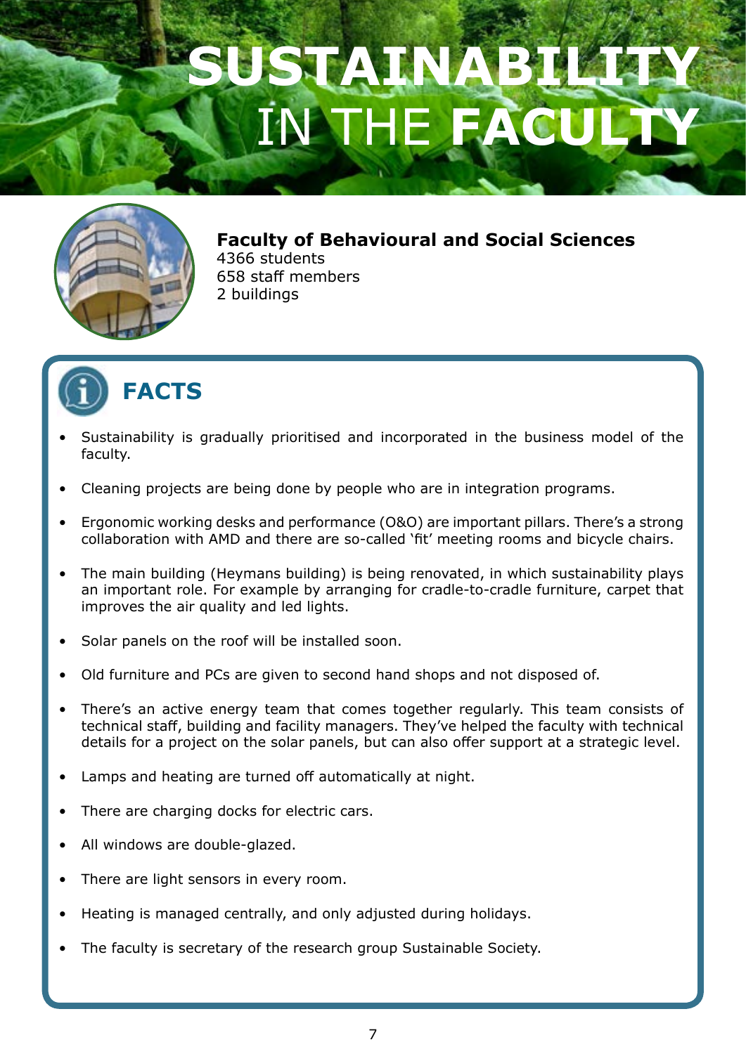# SUSTAINABILITY IN THE FACULTY

**Faculty of Behavioural and Social Sciences**
4366 students
658 staff members
2 buildings

## FACTS

- Sustainability is gradually prioritised and incorporated in the business model of the faculty.
- Cleaning projects are being done by people who are in integration programs.
- Ergonomic working desks and performance (O&O) are important pillars. There's a strong collaboration with AMD and there are so-called 'fit' meeting rooms and bicycle chairs.
- The main building (Heymans building) is being renovated, in which sustainability plays an important role. For example by arranging for cradle-to-cradle furniture, carpet that improves the air quality and led lights.
- Solar panels on the roof will be installed soon.
- Old furniture and PCs are given to second hand shops and not disposed of.
- There's an active energy team that comes together regularly. This team consists of technical staff, building and facility managers. They've helped the faculty with technical details for a project on the solar panels, but can also offer support at a strategic level.
- Lamps and heating are turned off automatically at night.
- There are charging docks for electric cars.
- All windows are double-glazed.
- There are light sensors in every room.
- Heating is managed centrally, and only adjusted during holidays.
- The faculty is secretary of the research group Sustainable Society.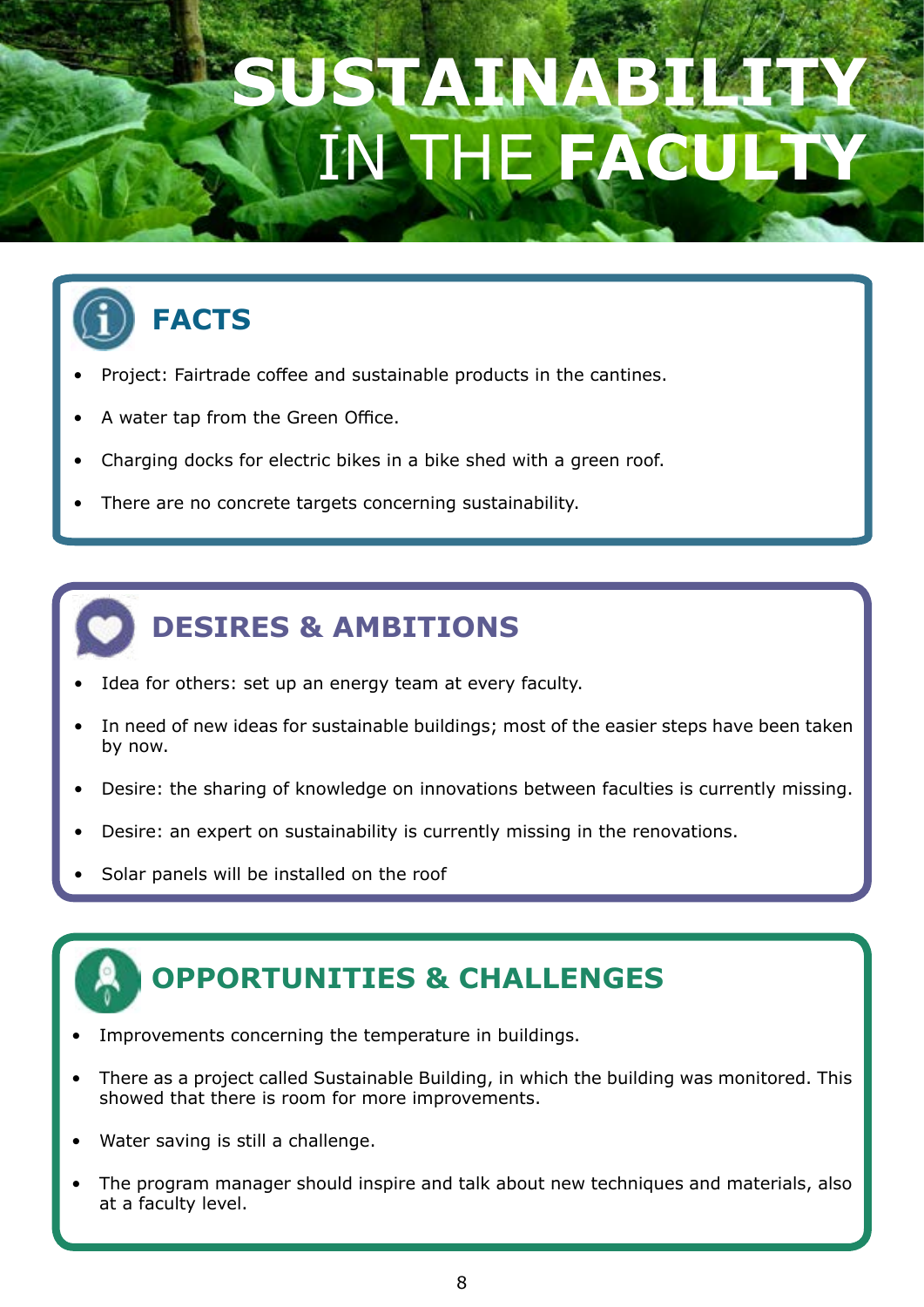# SUSTAINABILITY IN THE FACULTY

## FACTS

- Project: Fairtrade coffee and sustainable products in the cantines.
- A water tap from the Green Office.
- Charging docks for electric bikes in a bike shed with a green roof.
- There are no concrete targets concerning sustainability.

## DESIRES & AMBITIONS

- Idea for others: set up an energy team at every faculty.
- In need of new ideas for sustainable buildings; most of the easier steps have been taken by now.
- Desire: the sharing of knowledge on innovations between faculties is currently missing.
- Desire: an expert on sustainability is currently missing in the renovations.
- Solar panels will be installed on the roof

## OPPORTUNITIES & CHALLENGES

- Improvements concerning the temperature in buildings.
- There as a project called Sustainable Building, in which the building was monitored. This showed that there is room for more improvements.
- Water saving is still a challenge.
- The program manager should inspire and talk about new techniques and materials, also at a faculty level.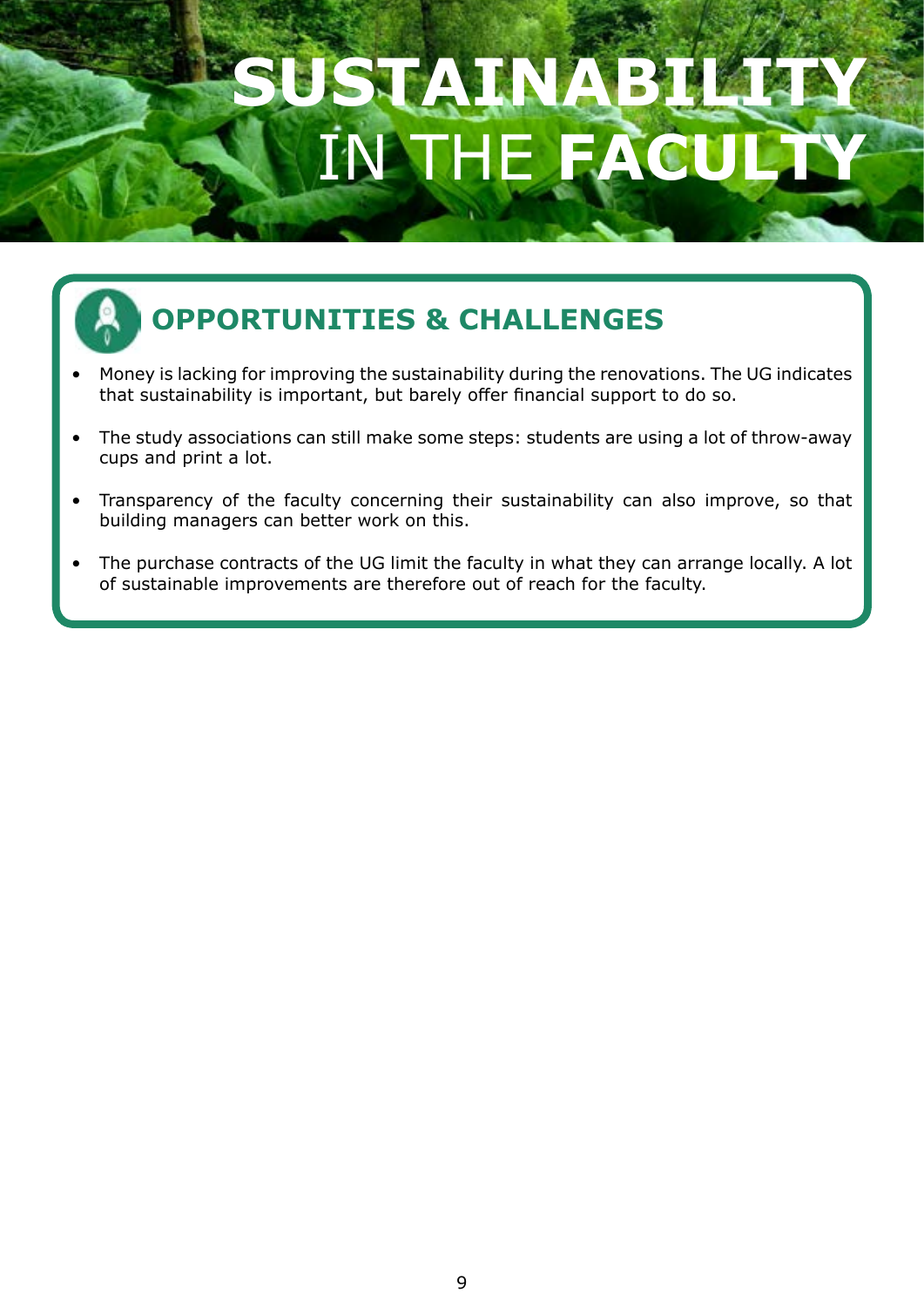# SUSTAINABILITY IN THE FACULTY

## OPPORTUNITIES & CHALLENGES

- Money is lacking for improving the sustainability during the renovations. The UG indicates that sustainability is important, but barely offer financial support to do so.
- The study associations can still make some steps: students are using a lot of throw-away cups and print a lot.
- Transparency of the faculty concerning their sustainability can also improve, so that building managers can better work on this.
- The purchase contracts of the UG limit the faculty in what they can arrange locally. A lot of sustainable improvements are therefore out of reach for the faculty.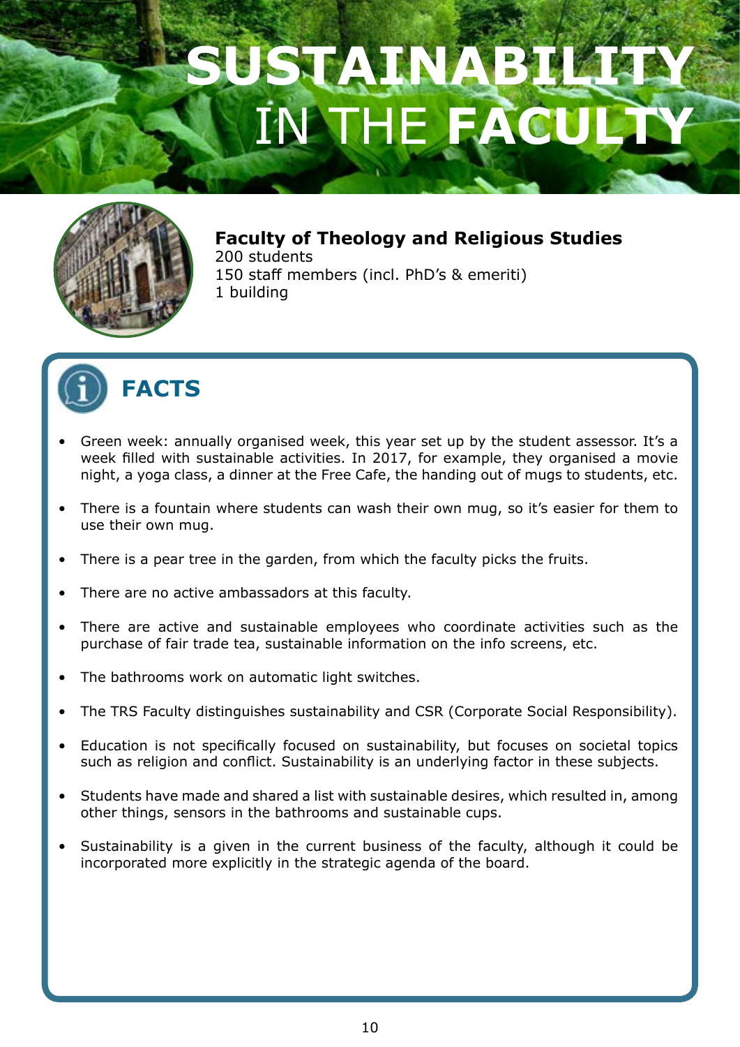# SUSTAINABILITY IN THE FACULTY

**Faculty of Theology and Religious Studies**
200 students
150 staff members (incl. PhD's & emeriti)
1 building

## FACTS

- Green week: annually organised week, this year set up by the student assessor. It's a week filled with sustainable activities. In 2017, for example, they organised a movie night, a yoga class, a dinner at the Free Cafe, the handing out of mugs to students, etc.
- There is a fountain where students can wash their own mug, so it's easier for them to use their own mug.
- There is a pear tree in the garden, from which the faculty picks the fruits.
- There are no active ambassadors at this faculty.
- There are active and sustainable employees who coordinate activities such as the purchase of fair trade tea, sustainable information on the info screens, etc.
- The bathrooms work on automatic light switches.
- The TRS Faculty distinguishes sustainability and CSR (Corporate Social Responsibility).
- Education is not specifically focused on sustainability, but focuses on societal topics such as religion and conflict. Sustainability is an underlying factor in these subjects.
- Students have made and shared a list with sustainable desires, which resulted in, among other things, sensors in the bathrooms and sustainable cups.
- Sustainability is a given in the current business of the faculty, although it could be incorporated more explicitly in the strategic agenda of the board.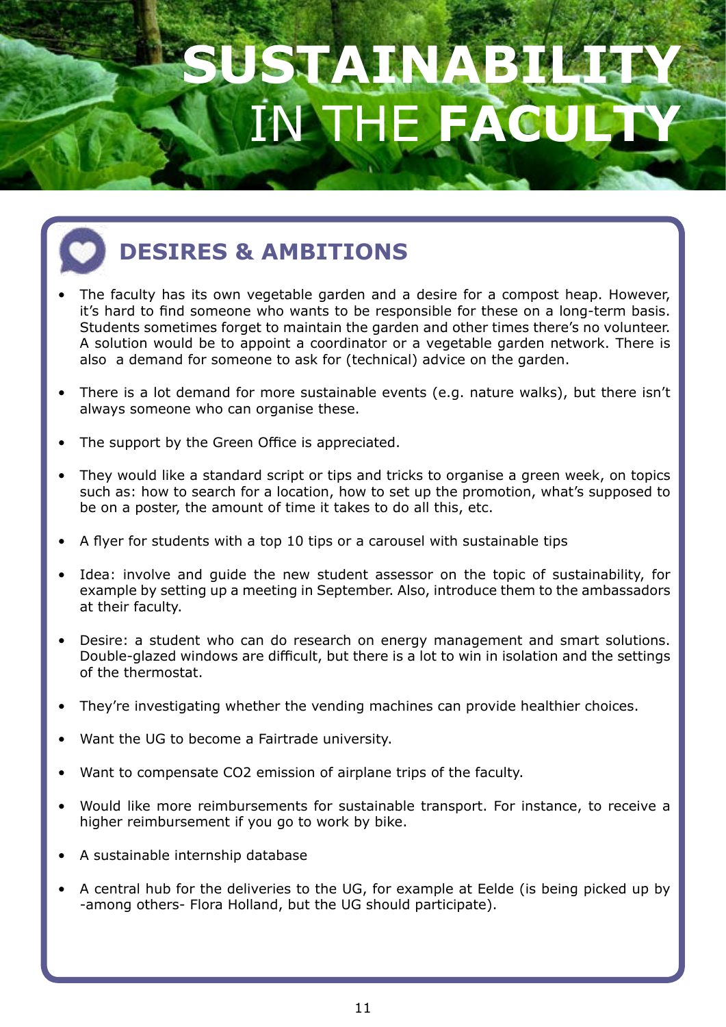# SUSTAINABILITY IN THE FACULTY

## DESIRES & AMBITIONS

- The faculty has its own vegetable garden and a desire for a compost heap. However, it's hard to find someone who wants to be responsible for these on a long-term basis. Students sometimes forget to maintain the garden and other times there's no volunteer. A solution would be to appoint a coordinator or a vegetable garden network. There is also a demand for someone to ask for (technical) advice on the garden.
- There is a lot demand for more sustainable events (e.g. nature walks), but there isn't always someone who can organise these.
- The support by the Green Office is appreciated.
- They would like a standard script or tips and tricks to organise a green week, on topics such as: how to search for a location, how to set up the promotion, what's supposed to be on a poster, the amount of time it takes to do all this, etc.
- A flyer for students with a top 10 tips or a carousel with sustainable tips
- Idea: involve and guide the new student assessor on the topic of sustainability, for example by setting up a meeting in September. Also, introduce them to the ambassadors at their faculty.
- Desire: a student who can do research on energy management and smart solutions. Double-glazed windows are difficult, but there is a lot to win in isolation and the settings of the thermostat.
- They're investigating whether the vending machines can provide healthier choices.
- Want the UG to become a Fairtrade university.
- Want to compensate CO2 emission of airplane trips of the faculty.
- Would like more reimbursements for sustainable transport. For instance, to receive a higher reimbursement if you go to work by bike.
- A sustainable internship database
- A central hub for the deliveries to the UG, for example at Eelde (is being picked up by -among others- Flora Holland, but the UG should participate).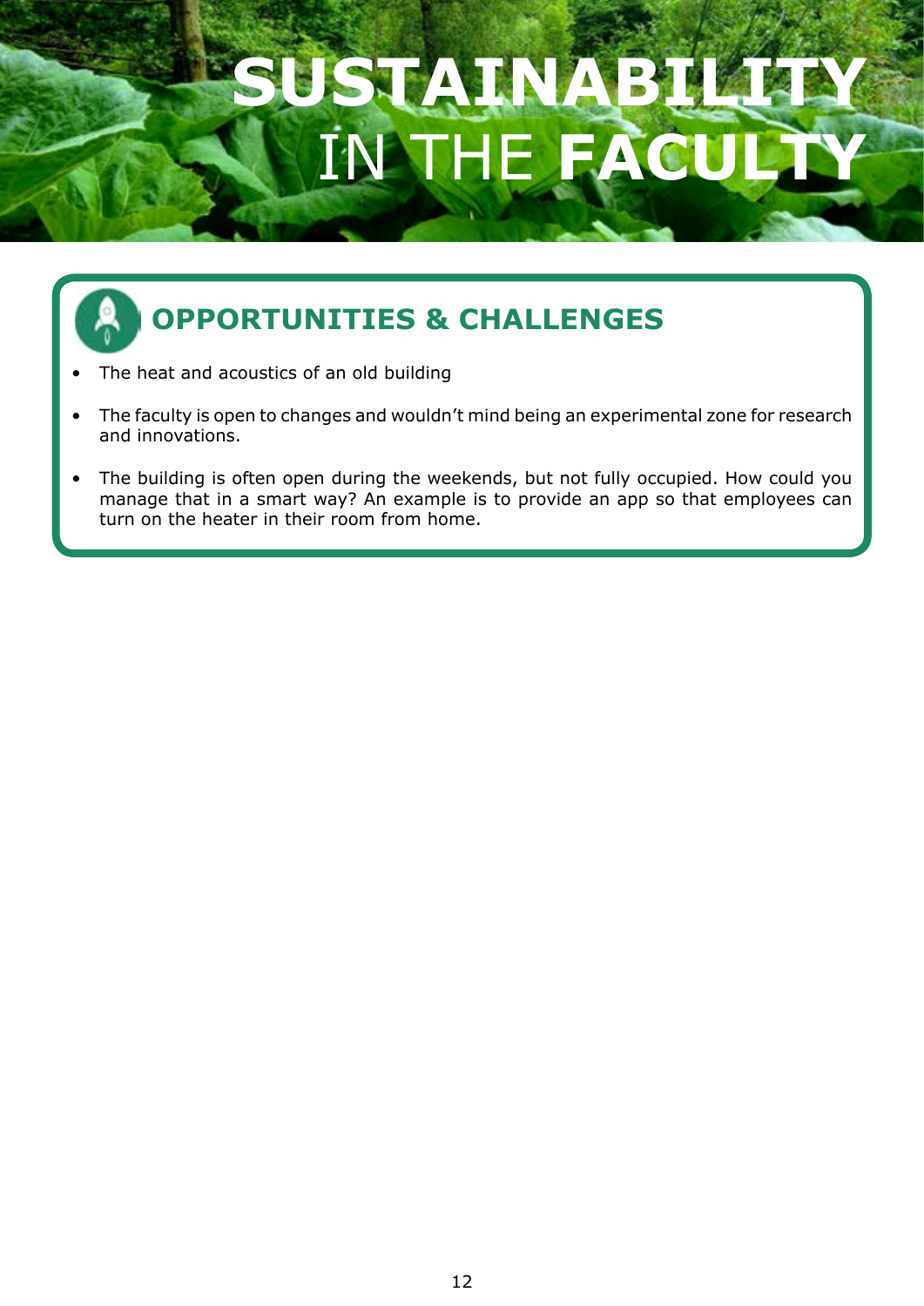# SUSTAINABILITY IN THE FACULTY

## OPPORTUNITIES & CHALLENGES

- The heat and acoustics of an old building
- The faculty is open to changes and wouldn't mind being an experimental zone for research and innovations.
- The building is often open during the weekends, but not fully occupied. How could you manage that in a smart way? An example is to provide an app so that employees can turn on the heater in their room from home.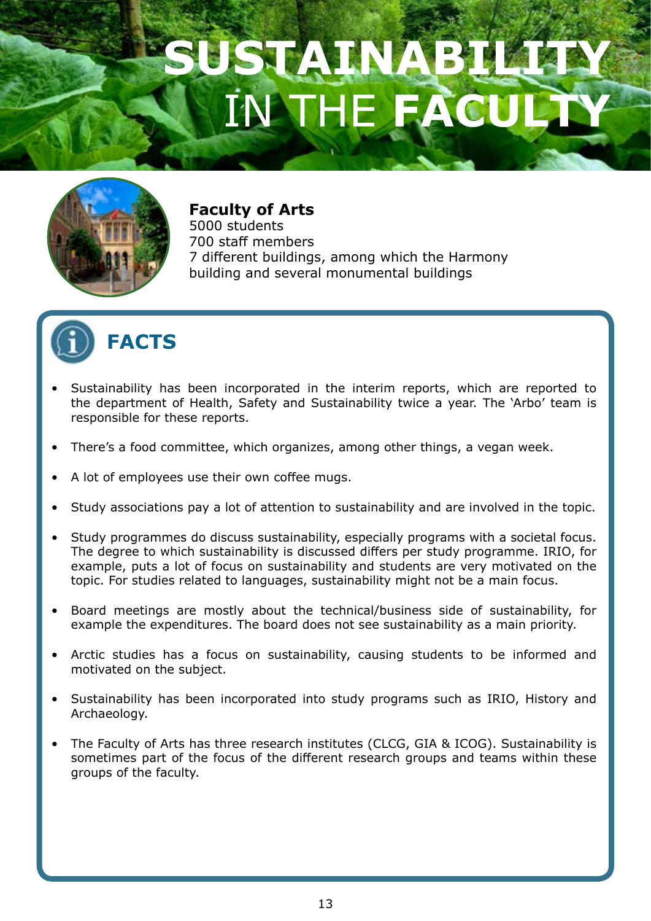# SUSTAINABILITY IN THE FACULTY

**Faculty of Arts**
5000 students
700 staff members
7 different buildings, among which the Harmony building and several monumental buildings

## FACTS

- Sustainability has been incorporated in the interim reports, which are reported to the department of Health, Safety and Sustainability twice a year. The 'Arbo' team is responsible for these reports.
- There's a food committee, which organizes, among other things, a vegan week.
- A lot of employees use their own coffee mugs.
- Study associations pay a lot of attention to sustainability and are involved in the topic.
- Study programmes do discuss sustainability, especially programs with a societal focus. The degree to which sustainability is discussed differs per study programme. IRIO, for example, puts a lot of focus on sustainability and students are very motivated on the topic. For studies related to languages, sustainability might not be a main focus.
- Board meetings are mostly about the technical/business side of sustainability, for example the expenditures. The board does not see sustainability as a main priority.
- Arctic studies has a focus on sustainability, causing students to be informed and motivated on the subject.
- Sustainability has been incorporated into study programs such as IRIO, History and Archaeology.
- The Faculty of Arts has three research institutes (CLCG, GIA & ICOG). Sustainability is sometimes part of the focus of the different research groups and teams within these groups of the faculty.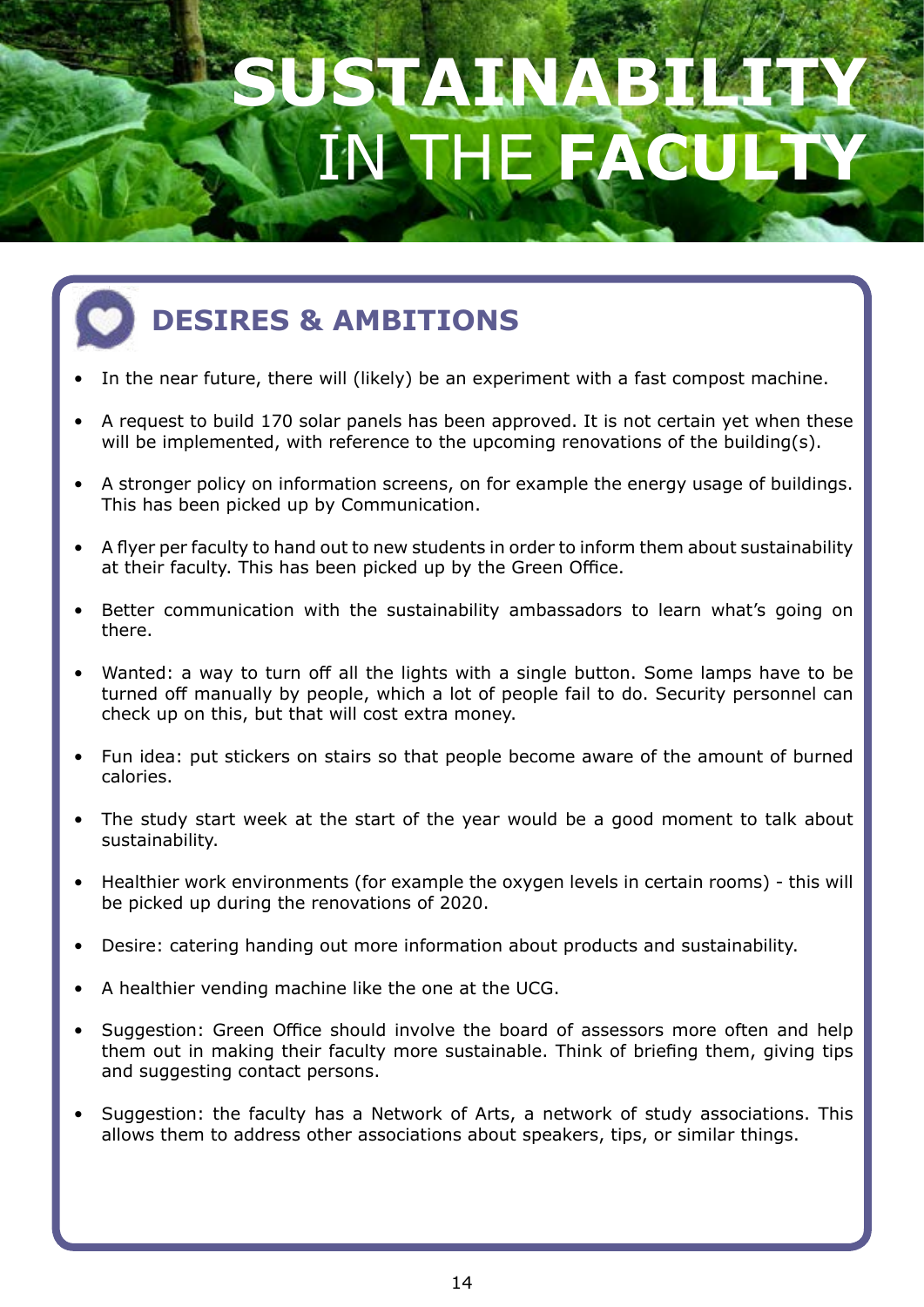# SUSTAINABILITY IN THE FACULTY

## DESIRES & AMBITIONS

- In the near future, there will (likely) be an experiment with a fast compost machine.
- A request to build 170 solar panels has been approved. It is not certain yet when these will be implemented, with reference to the upcoming renovations of the building(s).
- A stronger policy on information screens, on for example the energy usage of buildings. This has been picked up by Communication.
- A flyer per faculty to hand out to new students in order to inform them about sustainability at their faculty. This has been picked up by the Green Office.
- Better communication with the sustainability ambassadors to learn what's going on there.
- Wanted: a way to turn off all the lights with a single button. Some lamps have to be turned off manually by people, which a lot of people fail to do. Security personnel can check up on this, but that will cost extra money.
- Fun idea: put stickers on stairs so that people become aware of the amount of burned calories.
- The study start week at the start of the year would be a good moment to talk about sustainability.
- Healthier work environments (for example the oxygen levels in certain rooms) - this will be picked up during the renovations of 2020.
- Desire: catering handing out more information about products and sustainability.
- A healthier vending machine like the one at the UCG.
- Suggestion: Green Office should involve the board of assessors more often and help them out in making their faculty more sustainable. Think of briefing them, giving tips and suggesting contact persons.
- Suggestion: the faculty has a Network of Arts, a network of study associations. This allows them to address other associations about speakers, tips, or similar things.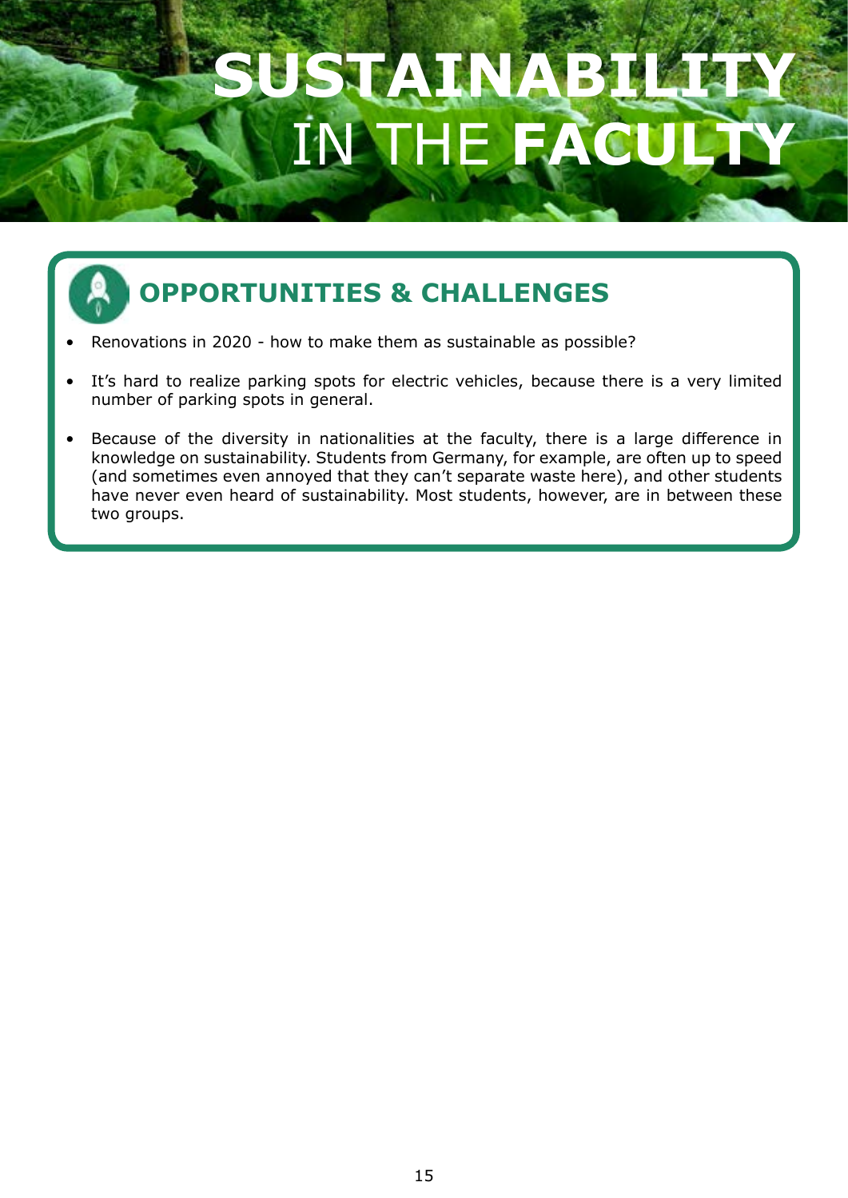# SUSTAINABILITY IN THE FACULTY

## OPPORTUNITIES & CHALLENGES

- Renovations in 2020 - how to make them as sustainable as possible?
- It's hard to realize parking spots for electric vehicles, because there is a very limited number of parking spots in general.
- Because of the diversity in nationalities at the faculty, there is a large difference in knowledge on sustainability. Students from Germany, for example, are often up to speed (and sometimes even annoyed that they can't separate waste here), and other students have never even heard of sustainability. Most students, however, are in between these two groups.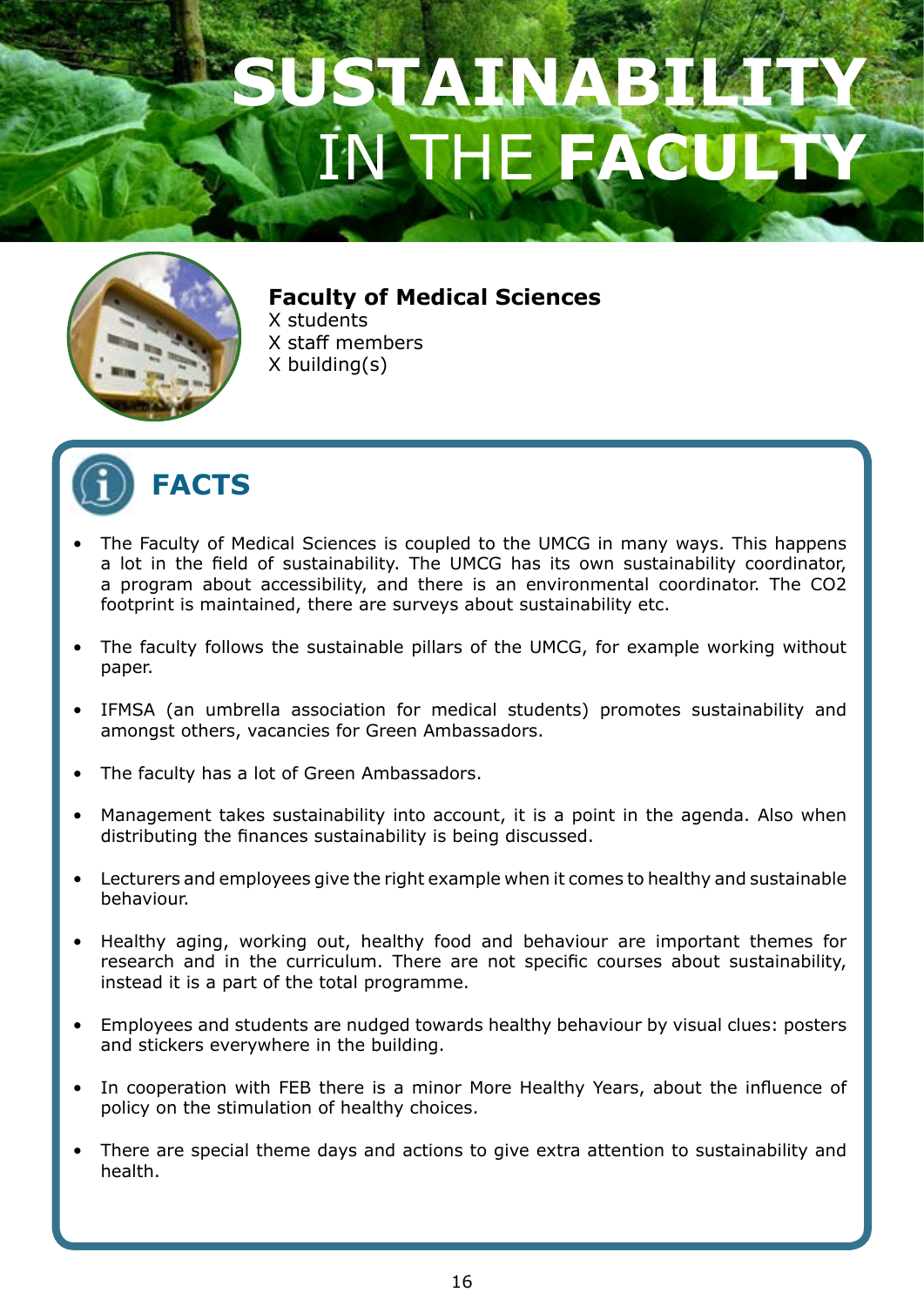# SUSTAINABILITY IN THE FACULTY

**Faculty of Medical Sciences**
X students
X staff members
X building(s)

## FACTS

- The Faculty of Medical Sciences is coupled to the UMCG in many ways. This happens a lot in the field of sustainability. The UMCG has its own sustainability coordinator, a program about accessibility, and there is an environmental coordinator. The $CO_2$ footprint is maintained, there are surveys about sustainability etc.
- The faculty follows the sustainable pillars of the UMCG, for example working without paper.
- IFMSA (an umbrella association for medical students) promotes sustainability and amongst others, vacancies for Green Ambassadors.
- The faculty has a lot of Green Ambassadors.
- Management takes sustainability into account, it is a point in the agenda. Also when distributing the finances sustainability is being discussed.
- Lecturers and employees give the right example when it comes to healthy and sustainable behaviour.
- Healthy aging, working out, healthy food and behaviour are important themes for research and in the curriculum. There are not specific courses about sustainability, instead it is a part of the total programme.
- Employees and students are nudged towards healthy behaviour by visual clues: posters and stickers everywhere in the building.
- In cooperation with FEB there is a minor More Healthy Years, about the influence of policy on the stimulation of healthy choices.
- There are special theme days and actions to give extra attention to sustainability and health.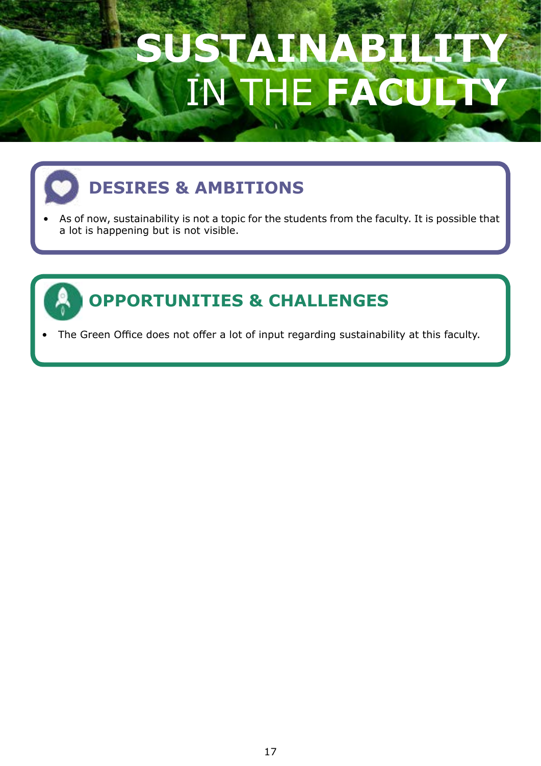# SUSTAINABILITY IN THE FACULTY

## DESIRES & AMBITIONS

- As of now, sustainability is not a topic for the students from the faculty. It is possible that a lot is happening but is not visible.

## OPPORTUNITIES & CHALLENGES

- The Green Office does not offer a lot of input regarding sustainability at this faculty.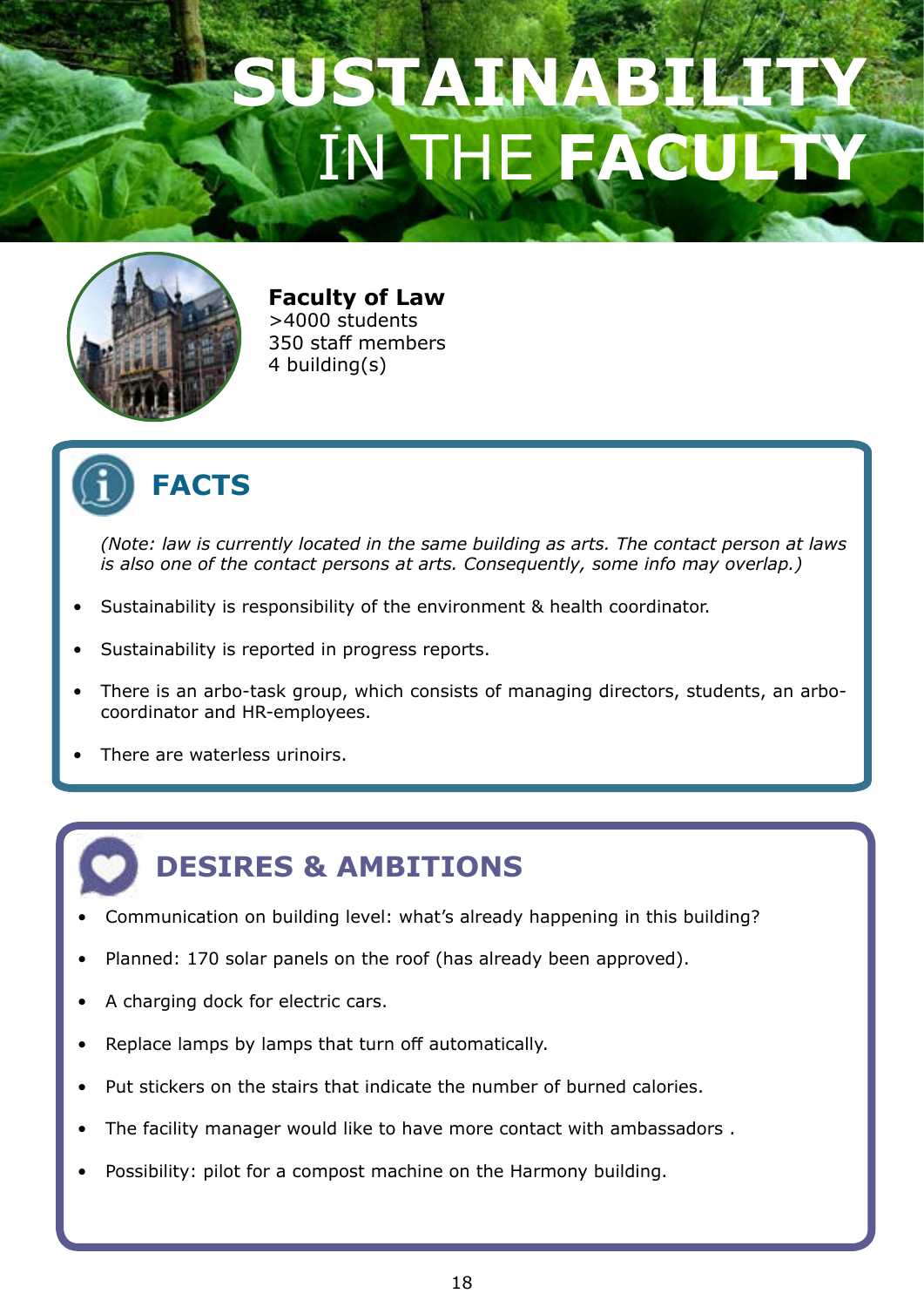# SUSTAINABILITY IN THE FACULTY

**Faculty of Law**
>4000 students
350 staff members
4 building(s)

## FACTS

*(Note: law is currently located in the same building as arts. The contact person at laws is also one of the contact persons at arts. Consequently, some info may overlap.)*

- Sustainability is responsibility of the environment & health coordinator.
- Sustainability is reported in progress reports.
- There is an arbo-task group, which consists of managing directors, students, an arbo-coordinator and HR-employees.
- There are waterless urinoirs.

## DESIRES & AMBITIONS

- Communication on building level: what's already happening in this building?
- Planned: 170 solar panels on the roof (has already been approved).
- A charging dock for electric cars.
- Replace lamps by lamps that turn off automatically.
- Put stickers on the stairs that indicate the number of burned calories.
- The facility manager would like to have more contact with ambassadors .
- Possibility: pilot for a compost machine on the Harmony building.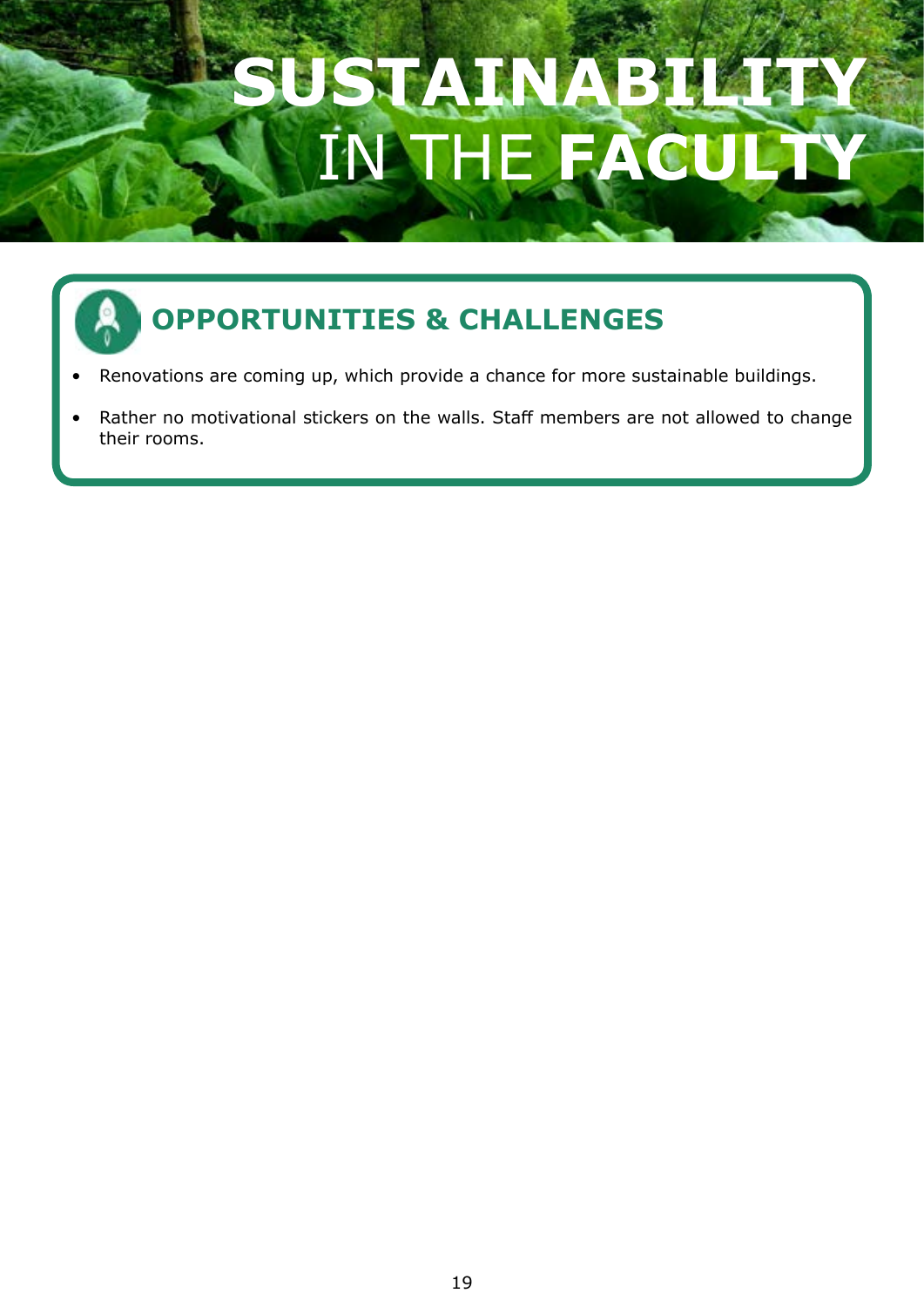# SUSTAINABILITY IN THE FACULTY

## OPPORTUNITIES & CHALLENGES

- Renovations are coming up, which provide a chance for more sustainable buildings.
- Rather no motivational stickers on the walls. Staff members are not allowed to change their rooms.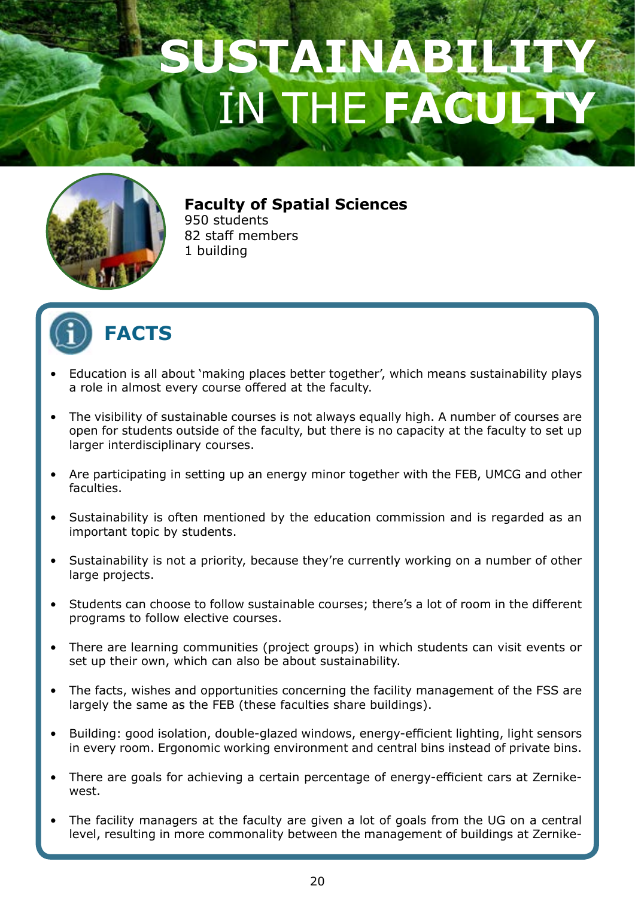# SUSTAINABILITY IN THE FACULTY

**Faculty of Spatial Sciences**
950 students
82 staff members
1 building

## FACTS

- Education is all about 'making places better together', which means sustainability plays a role in almost every course offered at the faculty.
- The visibility of sustainable courses is not always equally high. A number of courses are open for students outside of the faculty, but there is no capacity at the faculty to set up larger interdisciplinary courses.
- Are participating in setting up an energy minor together with the FEB, UMCG and other faculties.
- Sustainability is often mentioned by the education commission and is regarded as an important topic by students.
- Sustainability is not a priority, because they're currently working on a number of other large projects.
- Students can choose to follow sustainable courses; there's a lot of room in the different programs to follow elective courses.
- There are learning communities (project groups) in which students can visit events or set up their own, which can also be about sustainability.
- The facts, wishes and opportunities concerning the facility management of the FSS are largely the same as the FEB (these faculties share buildings).
- Building: good isolation, double-glazed windows, energy-efficient lighting, light sensors in every room. Ergonomic working environment and central bins instead of private bins.
- There are goals for achieving a certain percentage of energy-efficient cars at Zernike-west.
- The facility managers at the faculty are given a lot of goals from the UG on a central level, resulting in more commonality between the management of buildings at Zernike-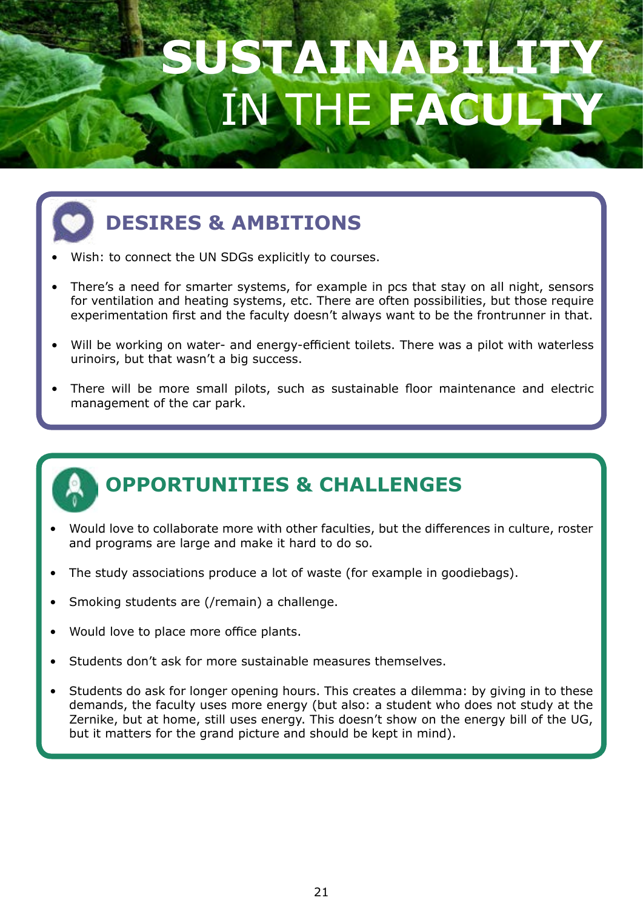# SUSTAINABILITY IN THE FACULTY

## DESIRES & AMBITIONS

- Wish: to connect the UN SDGs explicitly to courses.
- There's a need for smarter systems, for example in pcs that stay on all night, sensors for ventilation and heating systems, etc. There are often possibilities, but those require experimentation first and the faculty doesn't always want to be the frontrunner in that.
- Will be working on water- and energy-efficient toilets. There was a pilot with waterless urinoirs, but that wasn't a big success.
- There will be more small pilots, such as sustainable floor maintenance and electric management of the car park.

## OPPORTUNITIES & CHALLENGES

- Would love to collaborate more with other faculties, but the differences in culture, roster and programs are large and make it hard to do so.
- The study associations produce a lot of waste (for example in goodiebags).
- Smoking students are (/remain) a challenge.
- Would love to place more office plants.
- Students don't ask for more sustainable measures themselves.
- Students do ask for longer opening hours. This creates a dilemma: by giving in to these demands, the faculty uses more energy (but also: a student who does not study at the Zernike, but at home, still uses energy. This doesn't show on the energy bill of the UG, but it matters for the grand picture and should be kept in mind).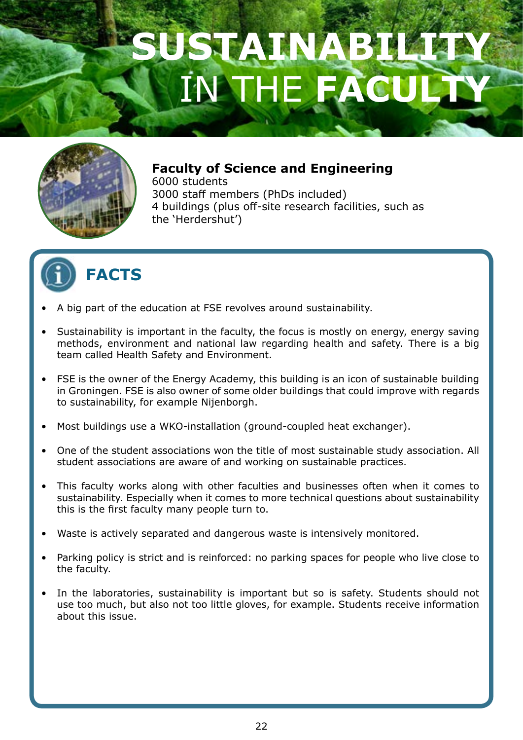# SUSTAINABILITY IN THE FACULTY

### Faculty of Science and Engineering

6000 students
3000 staff members (PhDs included)
4 buildings (plus off-site research facilities, such as the 'Herdershut')

## FACTS

- A big part of the education at FSE revolves around sustainability.
- Sustainability is important in the faculty, the focus is mostly on energy, energy saving methods, environment and national law regarding health and safety. There is a big team called Health Safety and Environment.
- FSE is the owner of the Energy Academy, this building is an icon of sustainable building in Groningen. FSE is also owner of some older buildings that could improve with regards to sustainability, for example Nijenborgh.
- Most buildings use a WKO-installation (ground-coupled heat exchanger).
- One of the student associations won the title of most sustainable study association. All student associations are aware of and working on sustainable practices.
- This faculty works along with other faculties and businesses often when it comes to sustainability. Especially when it comes to more technical questions about sustainability this is the first faculty many people turn to.
- Waste is actively separated and dangerous waste is intensively monitored.
- Parking policy is strict and is reinforced: no parking spaces for people who live close to the faculty.
- In the laboratories, sustainability is important but so is safety. Students should not use too much, but also not too little gloves, for example. Students receive information about this issue.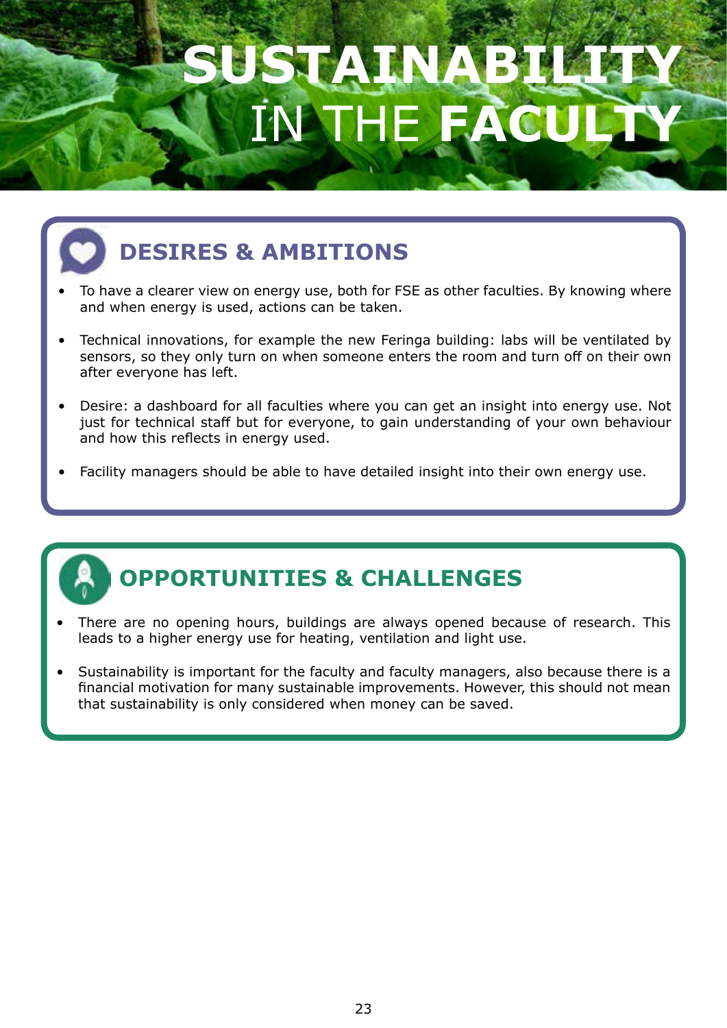# SUSTAINABILITY IN THE FACULTY

## DESIRES & AMBITIONS

- To have a clearer view on energy use, both for FSE as other faculties. By knowing where and when energy is used, actions can be taken.
- Technical innovations, for example the new Feringa building: labs will be ventilated by sensors, so they only turn on when someone enters the room and turn off on their own after everyone has left.
- Desire: a dashboard for all faculties where you can get an insight into energy use. Not just for technical staff but for everyone, to gain understanding of your own behaviour and how this reflects in energy used.
- Facility managers should be able to have detailed insight into their own energy use.

## OPPORTUNITIES & CHALLENGES

- There are no opening hours, buildings are always opened because of research. This leads to a higher energy use for heating, ventilation and light use.
- Sustainability is important for the faculty and faculty managers, also because there is a financial motivation for many sustainable improvements. However, this should not mean that sustainability is only considered when money can be saved.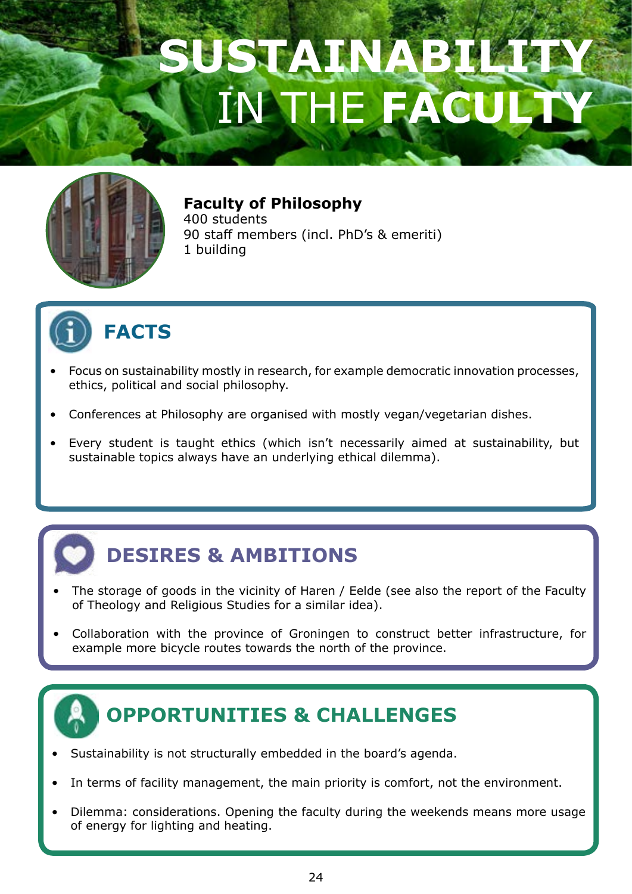# SUSTAINABILITY IN THE FACULTY

**Faculty of Philosophy**
400 students
90 staff members (incl. PhD's & emeriti)
1 building

## FACTS

- Focus on sustainability mostly in research, for example democratic innovation processes, ethics, political and social philosophy.
- Conferences at Philosophy are organised with mostly vegan/vegetarian dishes.
- Every student is taught ethics (which isn't necessarily aimed at sustainability, but sustainable topics always have an underlying ethical dilemma).

## DESIRES & AMBITIONS

- The storage of goods in the vicinity of Haren / Eelde (see also the report of the Faculty of Theology and Religious Studies for a similar idea).
- Collaboration with the province of Groningen to construct better infrastructure, for example more bicycle routes towards the north of the province.

## OPPORTUNITIES & CHALLENGES

- Sustainability is not structurally embedded in the board's agenda.
- In terms of facility management, the main priority is comfort, not the environment.
- Dilemma: considerations. Opening the faculty during the weekends means more usage of energy for lighting and heating.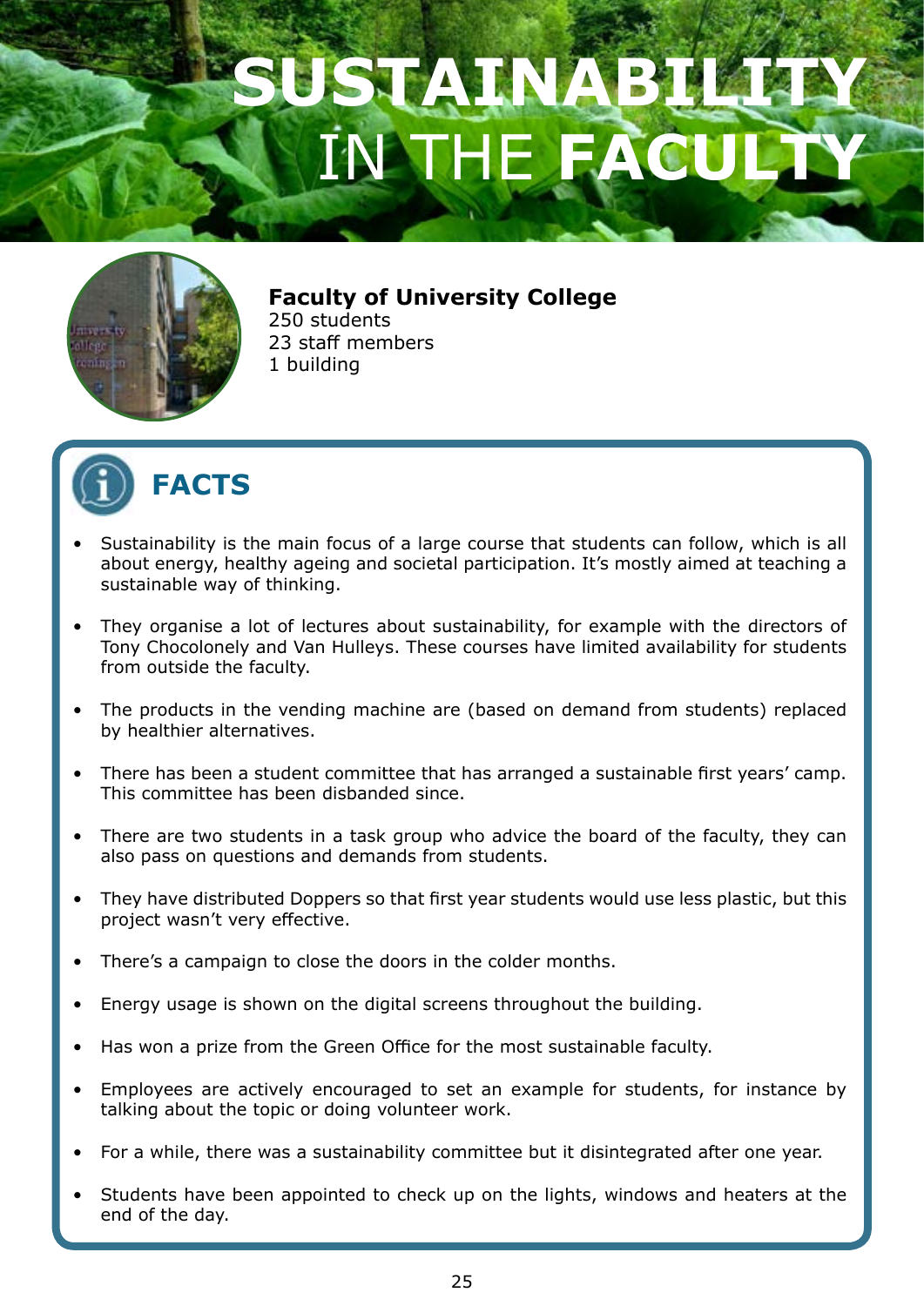# SUSTAINABILITY IN THE FACULTY

**Faculty of University College**
250 students
23 staff members
1 building

## FACTS

- Sustainability is the main focus of a large course that students can follow, which is all about energy, healthy ageing and societal participation. It's mostly aimed at teaching a sustainable way of thinking.
- They organise a lot of lectures about sustainability, for example with the directors of Tony Chocolonely and Van Hulleys. These courses have limited availability for students from outside the faculty.
- The products in the vending machine are (based on demand from students) replaced by healthier alternatives.
- There has been a student committee that has arranged a sustainable first years' camp. This committee has been disbanded since.
- There are two students in a task group who advice the board of the faculty, they can also pass on questions and demands from students.
- They have distributed Doppers so that first year students would use less plastic, but this project wasn't very effective.
- There's a campaign to close the doors in the colder months.
- Energy usage is shown on the digital screens throughout the building.
- Has won a prize from the Green Office for the most sustainable faculty.
- Employees are actively encouraged to set an example for students, for instance by talking about the topic or doing volunteer work.
- For a while, there was a sustainability committee but it disintegrated after one year.
- Students have been appointed to check up on the lights, windows and heaters at the end of the day.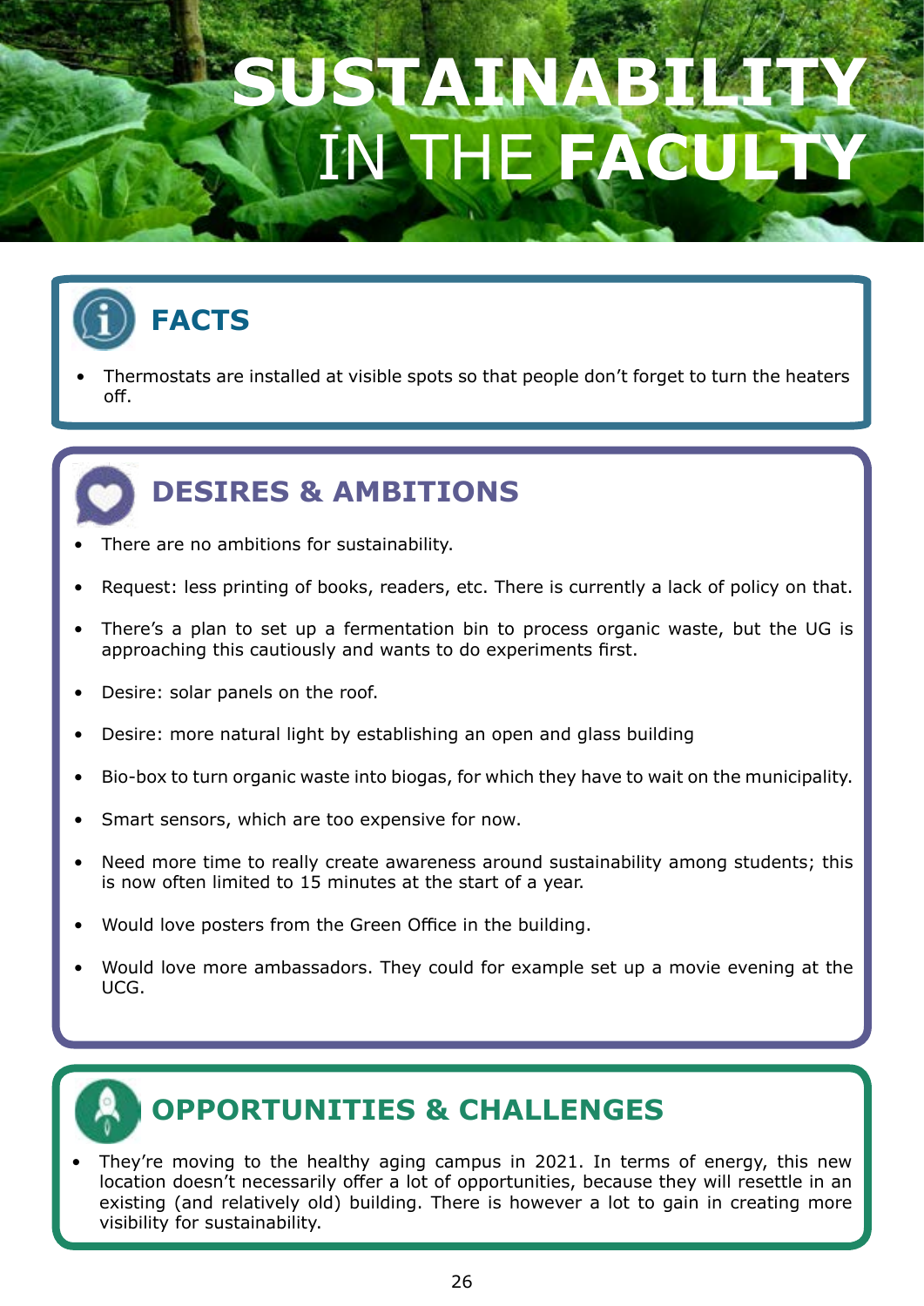# SUSTAINABILITY IN THE FACULTY

## FACTS

- Thermostats are installed at visible spots so that people don't forget to turn the heaters off.

## DESIRES & AMBITIONS

- There are no ambitions for sustainability.
- Request: less printing of books, readers, etc. There is currently a lack of policy on that.
- There's a plan to set up a fermentation bin to process organic waste, but the UG is approaching this cautiously and wants to do experiments first.
- Desire: solar panels on the roof.
- Desire: more natural light by establishing an open and glass building
- Bio-box to turn organic waste into biogas, for which they have to wait on the municipality.
- Smart sensors, which are too expensive for now.
- Need more time to really create awareness around sustainability among students; this is now often limited to 15 minutes at the start of a year.
- Would love posters from the Green Office in the building.
- Would love more ambassadors. They could for example set up a movie evening at the UCG.

## OPPORTUNITIES & CHALLENGES

- They're moving to the healthy aging campus in 2021. In terms of energy, this new location doesn't necessarily offer a lot of opportunities, because they will resettle in an existing (and relatively old) building. There is however a lot to gain in creating more visibility for sustainability.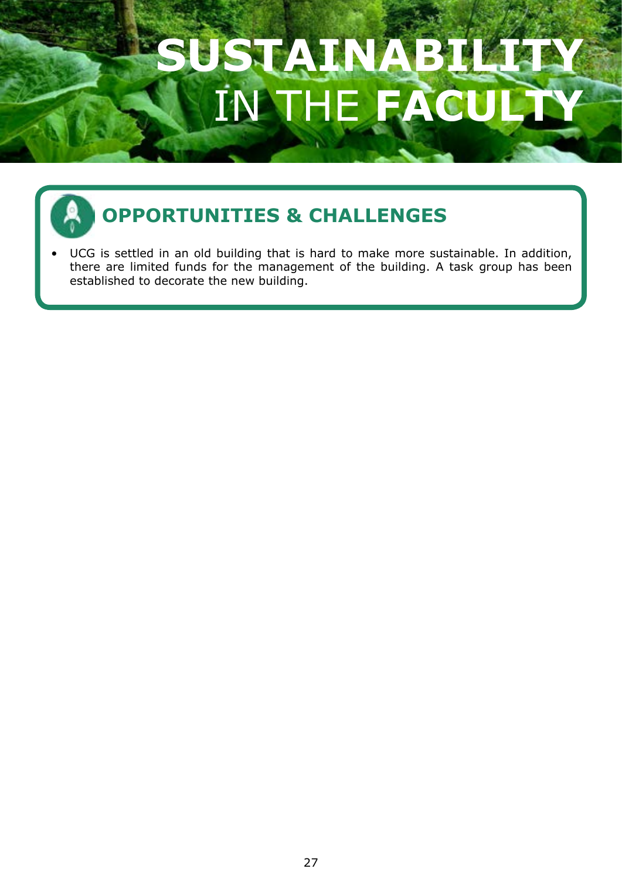# **SUSTAINABILITY** IN THE **FACULTY**

## OPPORTUNITIES & CHALLENGES

- UCG is settled in an old building that is hard to make more sustainable. In addition, there are limited funds for the management of the building. A task group has been established to decorate the new building.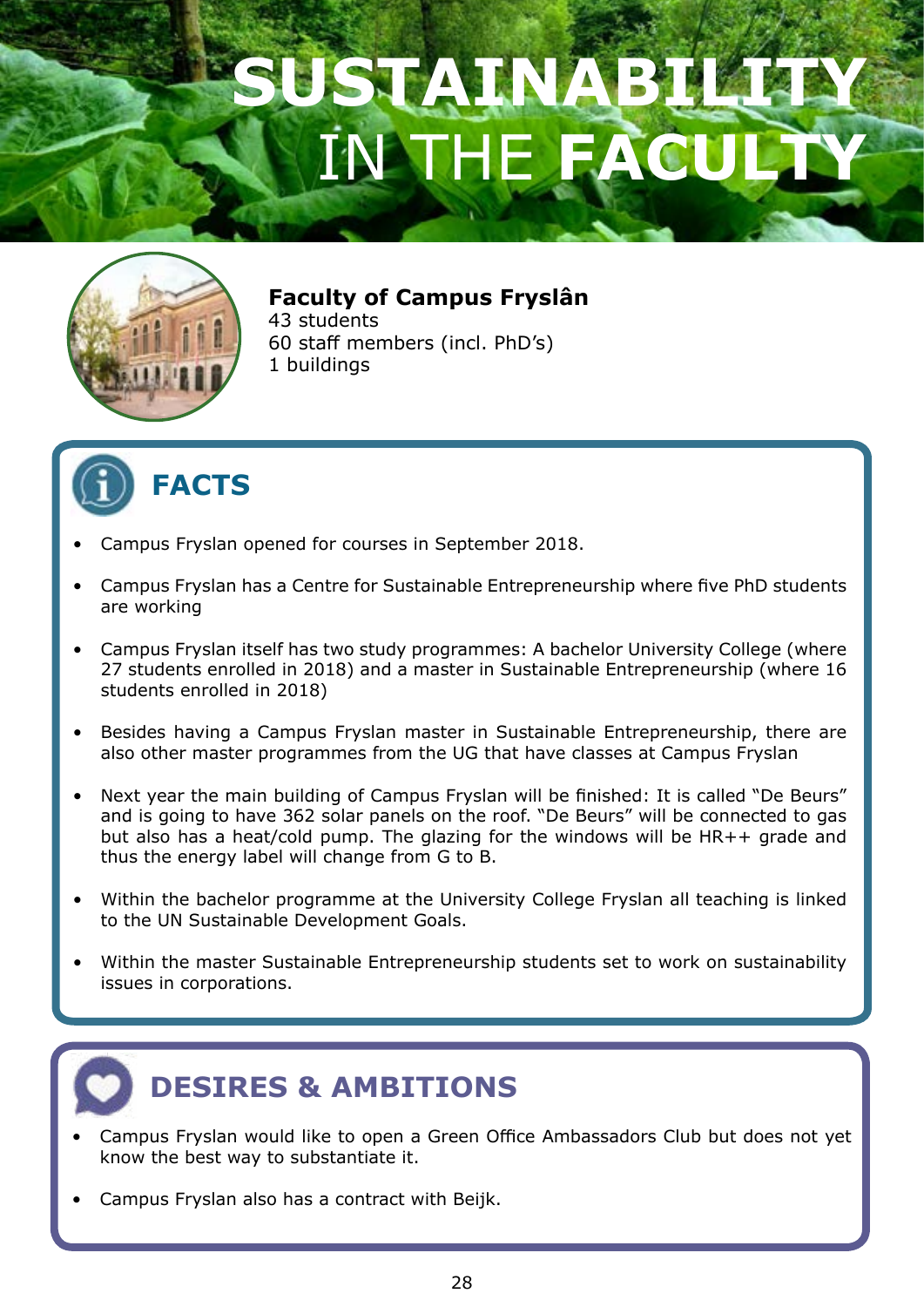# SUSTAINABILITY IN THE FACULTY

**Faculty of Campus Fryslân**
43 students
60 staff members (incl. PhD's)
1 buildings

## FACTS

- Campus Fryslan opened for courses in September 2018.
- Campus Fryslan has a Centre for Sustainable Entrepreneurship where five PhD students are working
- Campus Fryslan itself has two study programmes: A bachelor University College (where 27 students enrolled in 2018) and a master in Sustainable Entrepreneurship (where 16 students enrolled in 2018)
- Besides having a Campus Fryslan master in Sustainable Entrepreneurship, there are also other master programmes from the UG that have classes at Campus Fryslan
- Next year the main building of Campus Fryslan will be finished: It is called "De Beurs" and is going to have 362 solar panels on the roof. "De Beurs" will be connected to gas but also has a heat/cold pump. The glazing for the windows will be HR++ grade and thus the energy label will change from G to B.
- Within the bachelor programme at the University College Fryslan all teaching is linked to the UN Sustainable Development Goals.
- Within the master Sustainable Entrepreneurship students set to work on sustainability issues in corporations.

## DESIRES & AMBITIONS

- Campus Fryslan would like to open a Green Office Ambassadors Club but does not yet know the best way to substantiate it.
- Campus Fryslan also has a contract with Beijk.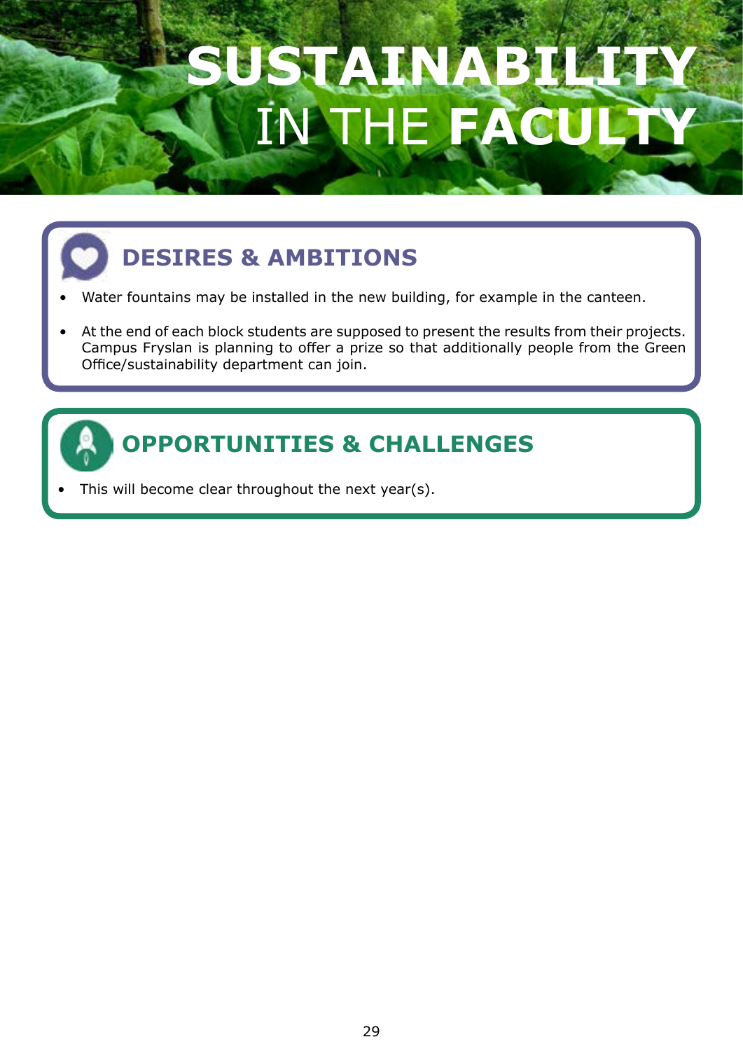# SUSTAINABILITY IN THE FACULTY

## DESIRES & AMBITIONS

- Water fountains may be installed in the new building, for example in the canteen.
- At the end of each block students are supposed to present the results from their projects. Campus Fryslan is planning to offer a prize so that additionally people from the Green Office/sustainability department can join.

## OPPORTUNITIES & CHALLENGES

- This will become clear throughout the next year(s).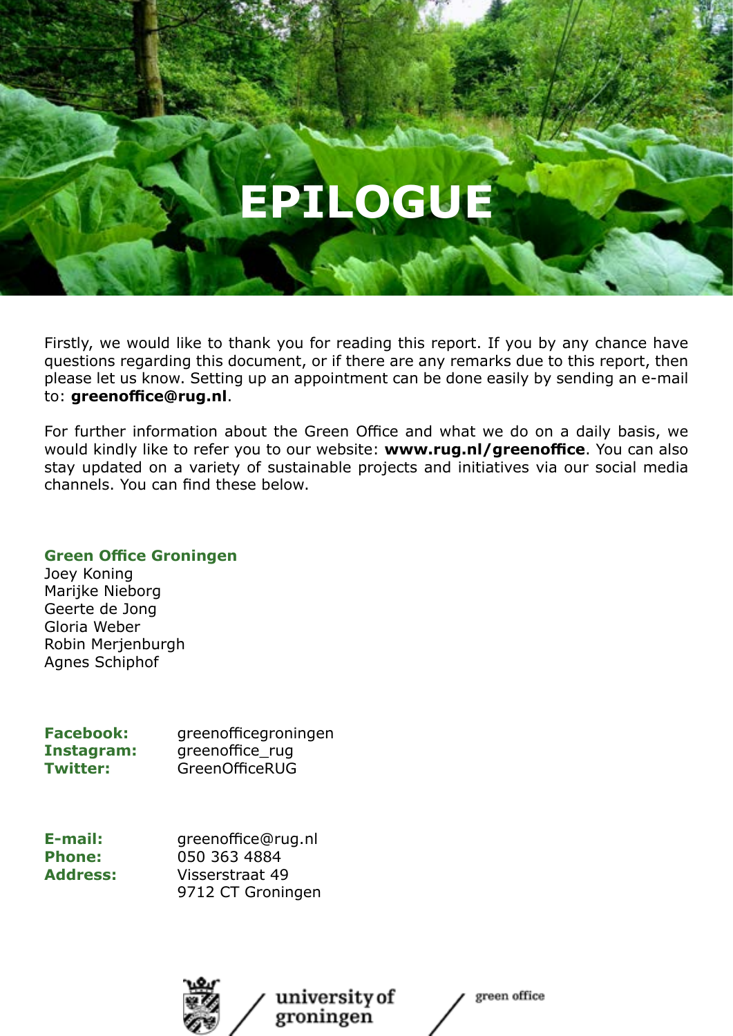# EPILOGUE

Firstly, we would like to thank you for reading this report. If you by any chance have questions regarding this document, or if there are any remarks due to this report, then please let us know. Setting up an appointment can be done easily by sending an e-mail to: **greenoffice@rug.nl**.

For further information about the Green Office and what we do on a daily basis, we would kindly like to refer you to our website: **www.rug.nl/greenoffice**. You can also stay updated on a variety of sustainable projects and initiatives via our social media channels. You can find these below.

**Green Office Groningen**
Joey Koning
Marijke Nieborg
Geerte de Jong
Gloria Weber
Robin Merjenburgh
Agnes Schiphof

**Facebook:** greenofficegroningen
**Instagram:** greenoffice_rug
**Twitter:** GreenOfficeRUG

**E-mail:** greenoffice@rug.nl
**Phone:** 050 363 4884
**Address:** Visserstraat 49
9712 CT Groningen

university of groningen / green office